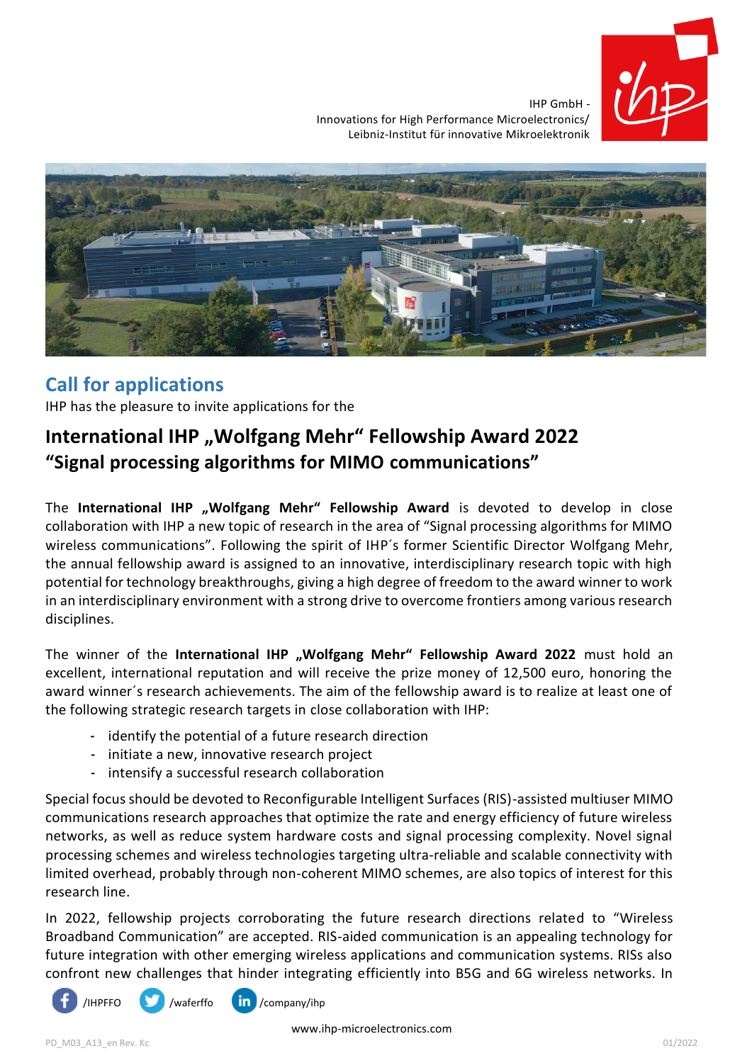IHP GmbH -
Innovations for High Performance Microelectronics/
Leibniz-Institut für innovative Mikroelektronik

## Call for applications

IHP has the pleasure to invite applications for the

# International IHP „Wolfgang Mehr“ Fellowship Award 2022 “Signal processing algorithms for MIMO communications”

The **International IHP „Wolfgang Mehr“ Fellowship Award** is devoted to develop in close collaboration with IHP a new topic of research in the area of “Signal processing algorithms for MIMO wireless communications”. Following the spirit of IHP´s former Scientific Director Wolfgang Mehr, the annual fellowship award is assigned to an innovative, interdisciplinary research topic with high potential for technology breakthroughs, giving a high degree of freedom to the award winner to work in an interdisciplinary environment with a strong drive to overcome frontiers among various research disciplines.

The winner of the **International IHP „Wolfgang Mehr“ Fellowship Award 2022** must hold an excellent, international reputation and will receive the prize money of 12,500 euro, honoring the award winner´s research achievements. The aim of the fellowship award is to realize at least one of the following strategic research targets in close collaboration with IHP:

- identify the potential of a future research direction
- initiate a new, innovative research project
- intensify a successful research collaboration

Special focus should be devoted to Reconfigurable Intelligent Surfaces (RIS)-assisted multiuser MIMO communications research approaches that optimize the rate and energy efficiency of future wireless networks, as well as reduce system hardware costs and signal processing complexity. Novel signal processing schemes and wireless technologies targeting ultra-reliable and scalable connectivity with limited overhead, probably through non-coherent MIMO schemes, are also topics of interest for this research line.

In 2022, fellowship projects corroborating the future research directions related to “Wireless Broadband Communication” are accepted. RIS-aided communication is an appealing technology for future integration with other emerging wireless applications and communication systems. RISs also confront new challenges that hinder integrating efficiently into B5G and 6G wireless networks. In

/IHPFFO /waferffo /company/ihp

www.ihp-microelectronics.com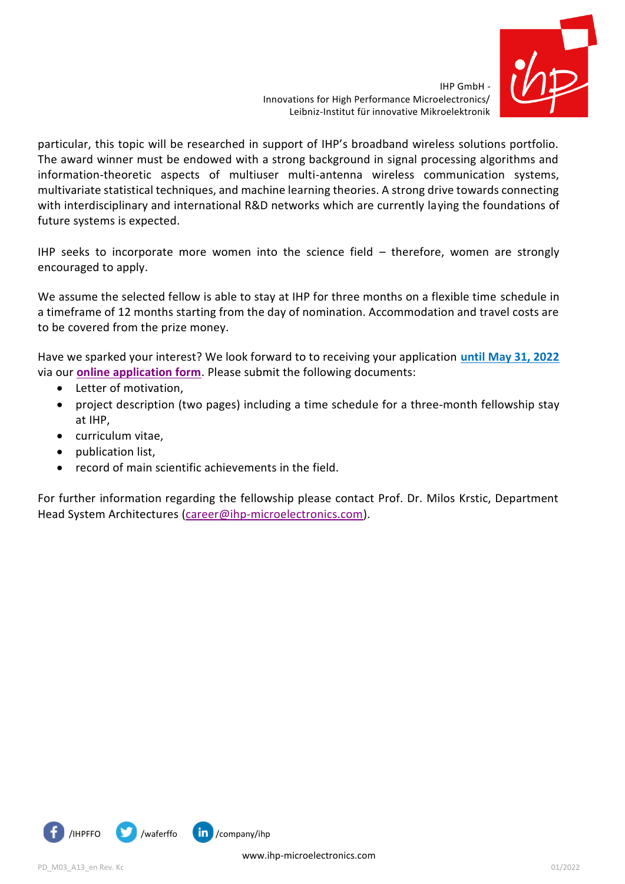particular, this topic will be researched in support of IHP's broadband wireless solutions portfolio. The award winner must be endowed with a strong background in signal processing algorithms and information-theoretic aspects of multiuser multi-antenna wireless communication systems, multivariate statistical techniques, and machine learning theories. A strong drive towards connecting with interdisciplinary and international R&D networks which are currently laying the foundations of future systems is expected.

IHP seeks to incorporate more women into the science field – therefore, women are strongly encouraged to apply.

We assume the selected fellow is able to stay at IHP for three months on a flexible time schedule in a timeframe of 12 months starting from the day of nomination. Accommodation and travel costs are to be covered from the prize money.

Have we sparked your interest? We look forward to to receiving your application **until May 31, 2022** via our **online application form**. Please submit the following documents:

- Letter of motivation,
- project description (two pages) including a time schedule for a three-month fellowship stay at IHP,
- curriculum vitae,
- publication list,
- record of main scientific achievements in the field.

For further information regarding the fellowship please contact Prof. Dr. Milos Krstic, Department Head System Architectures (career@ihp-microelectronics.com).